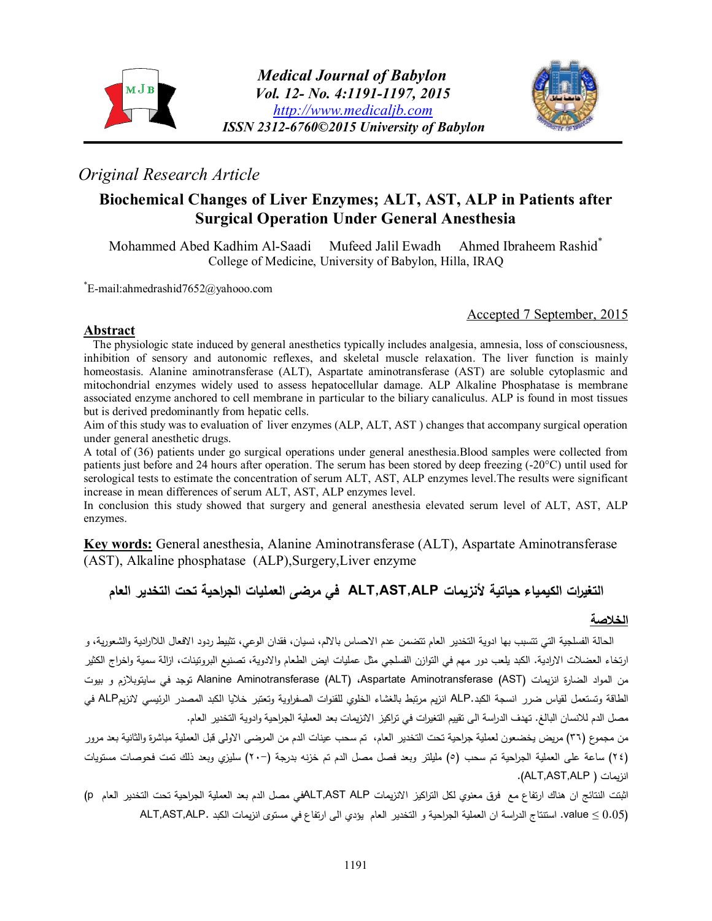*Original Research Article*

# Biochemical Changes of Liver Enzymes; ALT, AST, ALP in Patients after Surgical Operation Under General Anesthesia

Mohammed Abed Kadhim Al-Saadi Mufeed Jalil Ewadh Ahmed Ibraheem Rashid*

College of Medicine, University of Babylon, Hilla, IRAQ

*E-mail:ahmedrashid7652@yahooo.com

Accepted 7 September, 2015

## Abstract

The physiologic state induced by general anesthetics typically includes analgesia, amnesia, loss of consciousness, inhibition of sensory and autonomic reflexes, and skeletal muscle relaxation. The liver function is mainly homeostasis. Alanine aminotransferase (ALT), Aspartate aminotransferase (AST) are soluble cytoplasmic and mitochondrial enzymes widely used to assess hepatocellular damage. ALP Alkaline Phosphatase is membrane associated enzyme anchored to cell membrane in particular to the biliary canaliculus. ALP is found in most tissues but is derived predominantly from hepatic cells.

Aim of this study was to evaluation of liver enzymes (ALP, ALT, AST ) changes that accompany surgical operation under general anesthetic drugs.

A total of (36) patients under go surgical operations under general anesthesia.Blood samples were collected from patients just before and 24 hours after operation. The serum has been stored by deep freezing (-20°C) until used for serological tests to estimate the concentration of serum ALT, AST, ALP enzymes level.The results were significant increase in mean differences of serum ALT, AST, ALP enzymes level.

In conclusion this study showed that surgery and general anesthesia elevated serum level of ALT, AST, ALP enzymes.

**Key words:** General anesthesia, Alanine Aminotransferase (ALT), Aspartate Aminotransferase (AST), Alkaline phosphatase (ALP),Surgery,Liver enzyme

## التغيرات الكيمياء حياتية لأنزيمات ALT,AST,ALP في مرضى العمليات الجراحية تحت التخدير العام

### الخلاصة

الحالة الفسلجية التي تتسبب بها ادوية التخدير العام تتضمن عدم الاحساس بالالم، نسيان، فقدان الوعي، تثبيط ردود الافعال اللاارادية والشعورية، و ارتخاء العضلات الارادية. الكبد يلعب دور مهم في التوازن الفسلجي مثل عمليات ايض الطعام والادوية، تصنيع البروتينات، ازالة سمية واخراج الكثير من المواد الضارة انزيمات Alanine Aminotransferase (ALT) ،Aspartate Aminotransferase (AST) توجد في سايتوبلازم و بيوت الطاقة وتستعمل لقياس ضرر انسجة الكبد.ALP انزيم مرتبط بالغشاء الخلوي للقنوات الصفراوية وتعتبر خلايا الكبد المصدر الرئيسي لانزيمALP في مصل الدم للانسان البالغ. تهدف الدراسة الى تقييم التغيرات في تراكيز الانزيمات بعد العملية الجراحية وادوية التخدير العام.

من مجموع (٣٦) مريض يخضعون لعملية جراحية تحت التخدير العام، تم سحب عينات الدم من المرضى الاولى قبل العملية مباشرة والثانية بعد مرور (٢٤) ساعة على العملية الجراحية تم سحب (٥) مليلتر وبعد فصل مصل الدم تم خزنه بدرجة (-٢٠) سليزي وبعد ذلك تمت فحوصات مستويات انزيمات ( ALT,AST,ALP).

اثبتت النتائج ان هناك ارتفاع مع فرق معنوي لكل التراكيز الانزيمات ALT,AST ALPفي مصل الدم بعد العملية الجراحية تحت التخدير العام (p value ≤ 0.05). استنتاج الدراسة ان العملية الجراحية و التخدير العام يؤدي الى ارتفاع في مستوى انزيمات الكبد .ALT,AST,ALP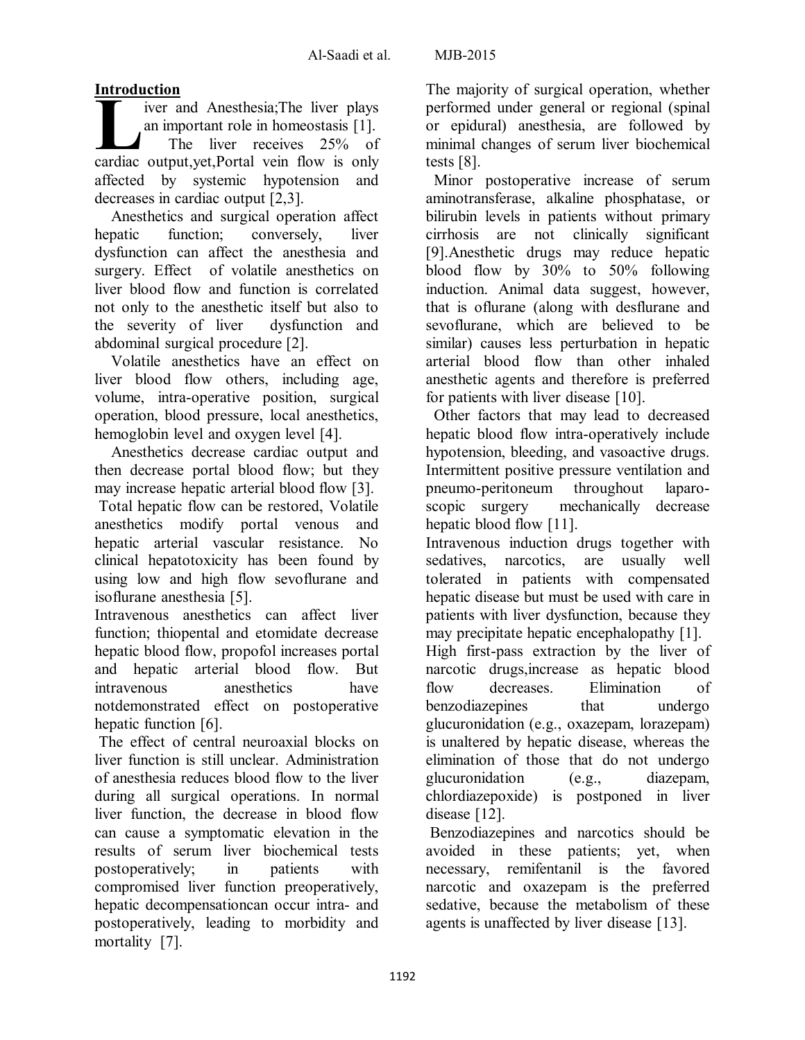## Introduction

Liver and Anesthesia;The liver plays an important role in homeostasis [1]. The liver receives 25% of cardiac output,yet,Portal vein flow is only affected by systemic hypotension and decreases in cardiac output [2,3].

Anesthetics and surgical operation affect hepatic function; conversely, liver dysfunction can affect the anesthesia and surgery. Effect of volatile anesthetics on liver blood flow and function is correlated not only to the anesthetic itself but also to the severity of liver dysfunction and abdominal surgical procedure [2].

Volatile anesthetics have an effect on liver blood flow others, including age, volume, intra-operative position, surgical operation, blood pressure, local anesthetics, hemoglobin level and oxygen level [4].

Anesthetics decrease cardiac output and then decrease portal blood flow; but they may increase hepatic arterial blood flow [3]. Total hepatic flow can be restored, Volatile anesthetics modify portal venous and hepatic arterial vascular resistance. No clinical hepatotoxicity has been found by using low and high flow sevoflurane and isoflurane anesthesia [5].

Intravenous anesthetics can affect liver function; thiopental and etomidate decrease hepatic blood flow, propofol increases portal and hepatic arterial blood flow. But intravenous anesthetics have notdemonstrated effect on postoperative hepatic function [6].

The effect of central neuroaxial blocks on liver function is still unclear. Administration of anesthesia reduces blood flow to the liver during all surgical operations. In normal liver function, the decrease in blood flow can cause a symptomatic elevation in the results of serum liver biochemical tests postoperatively; in patients with compromised liver function preoperatively, hepatic decompensationcan occur intra- and postoperatively, leading to morbidity and mortality [7].

The majority of surgical operation, whether performed under general or regional (spinal or epidural) anesthesia, are followed by minimal changes of serum liver biochemical tests [8].

Minor postoperative increase of serum aminotransferase, alkaline phosphatase, or bilirubin levels in patients without primary cirrhosis are not clinically significant [9].Anesthetic drugs may reduce hepatic blood flow by 30% to 50% following induction. Animal data suggest, however, that is oflurane (along with desflurane and sevoflurane, which are believed to be similar) causes less perturbation in hepatic arterial blood flow than other inhaled anesthetic agents and therefore is preferred for patients with liver disease [10].

Other factors that may lead to decreased hepatic blood flow intra-operatively include hypotension, bleeding, and vasoactive drugs. Intermittent positive pressure ventilation and pneumo-peritoneum throughout laparo-scopic surgery mechanically decrease hepatic blood flow [11].

Intravenous induction drugs together with sedatives, narcotics, are usually well tolerated in patients with compensated hepatic disease but must be used with care in patients with liver dysfunction, because they may precipitate hepatic encephalopathy [1].

High first-pass extraction by the liver of narcotic drugs,increase as hepatic blood flow decreases. Elimination of benzodiazepines that undergo glucuronidation (e.g., oxazepam, lorazepam) is unaltered by hepatic disease, whereas the elimination of those that do not undergo glucuronidation (e.g., diazepam, chlordiazepoxide) is postponed in liver disease [12].

Benzodiazepines and narcotics should be avoided in these patients; yet, when necessary, remifentanil is the favored narcotic and oxazepam is the preferred sedative, because the metabolism of these agents is unaffected by liver disease [13].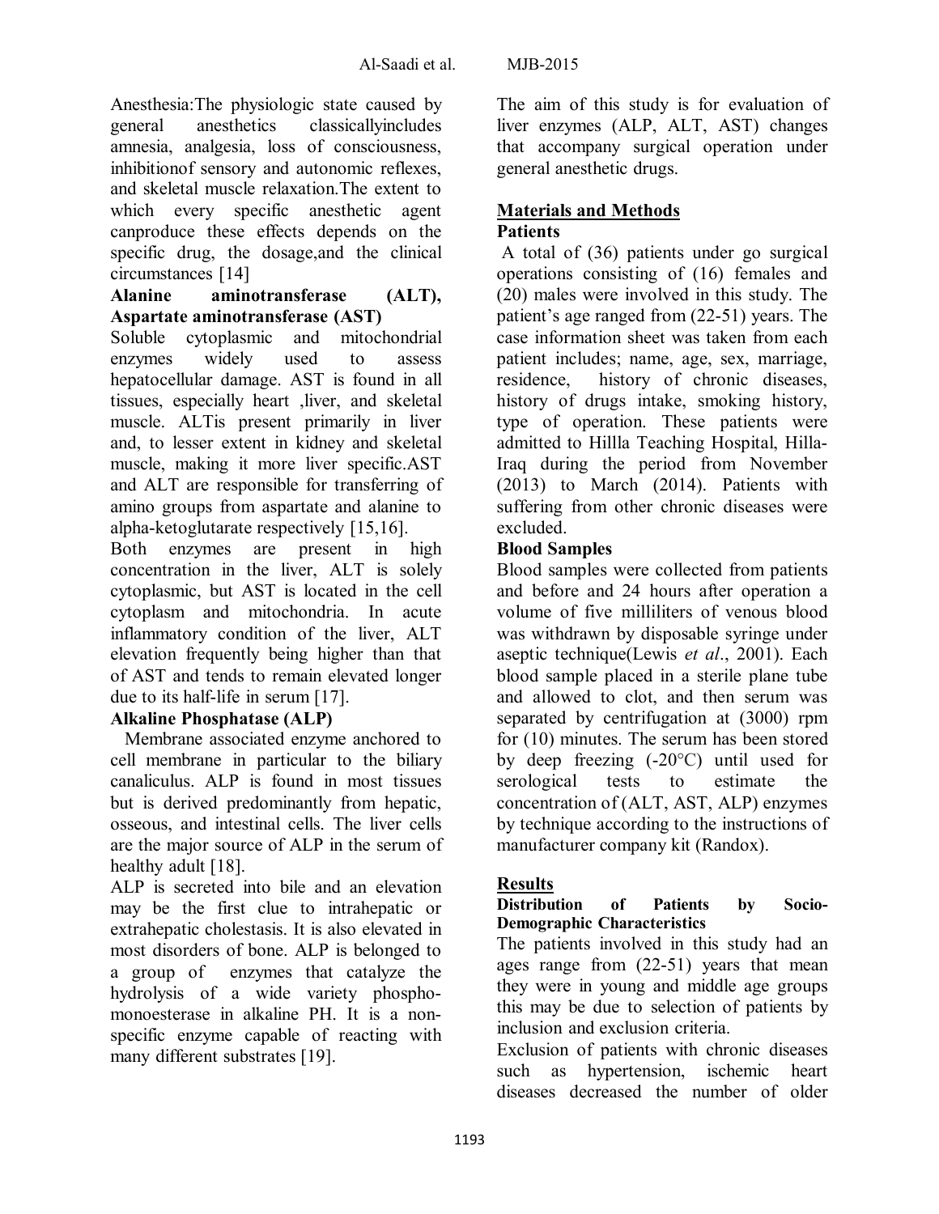Anesthesia:The physiologic state caused by general anesthetics classicallyincludes amnesia, analgesia, loss of consciousness, inhibitionof sensory and autonomic reflexes, and skeletal muscle relaxation.The extent to which every specific anesthetic agent canproduce these effects depends on the specific drug, the dosage,and the clinical circumstances [14]

### Alanine aminotransferase (ALT), Aspartate aminotransferase (AST)

Soluble cytoplasmic and mitochondrial enzymes widely used to assess hepatocellular damage. AST is found in all tissues, especially heart ,liver, and skeletal muscle. ALTis present primarily in liver and, to lesser extent in kidney and skeletal muscle, making it more liver specific.AST and ALT are responsible for transferring of amino groups from aspartate and alanine to alpha-ketoglutarate respectively [15,16].

Both enzymes are present in high concentration in the liver, ALT is solely cytoplasmic, but AST is located in the cell cytoplasm and mitochondria. In acute inflammatory condition of the liver, ALT elevation frequently being higher than that of AST and tends to remain elevated longer due to its half-life in serum [17].

### Alkaline Phosphatase (ALP)

Membrane associated enzyme anchored to cell membrane in particular to the biliary canaliculus. ALP is found in most tissues but is derived predominantly from hepatic, osseous, and intestinal cells. The liver cells are the major source of ALP in the serum of healthy adult [18].

ALP is secreted into bile and an elevation may be the first clue to intrahepatic or extrahepatic cholestasis. It is also elevated in most disorders of bone. ALP is belonged to a group of enzymes that catalyze the hydrolysis of a wide variety phospho-monoesterase in alkaline PH. It is a non-specific enzyme capable of reacting with many different substrates [19].

The aim of this study is for evaluation of liver enzymes (ALP, ALT, AST) changes that accompany surgical operation under general anesthetic drugs.

## Materials and Methods

### Patients

A total of (36) patients under go surgical operations consisting of (16) females and (20) males were involved in this study. The patient's age ranged from (22-51) years. The case information sheet was taken from each patient includes; name, age, sex, marriage, residence, history of chronic diseases, history of drugs intake, smoking history, type of operation. These patients were admitted to Hillla Teaching Hospital, Hilla-Iraq during the period from November (2013) to March (2014). Patients with suffering from other chronic diseases were excluded.

### Blood Samples

Blood samples were collected from patients and before and 24 hours after operation a volume of five milliliters of venous blood was withdrawn by disposable syringe under aseptic technique(Lewis *et al*., 2001). Each blood sample placed in a sterile plane tube and allowed to clot, and then serum was separated by centrifugation at (3000) rpm for (10) minutes. The serum has been stored by deep freezing (-20°C) until used for serological tests to estimate the concentration of (ALT, AST, ALP) enzymes by technique according to the instructions of manufacturer company kit (Randox).

## Results

### Distribution of Patients by Socio-Demographic Characteristics

The patients involved in this study had an ages range from (22-51) years that mean they were in young and middle age groups this may be due to selection of patients by inclusion and exclusion criteria.

Exclusion of patients with chronic diseases such as hypertension, ischemic heart diseases decreased the number of older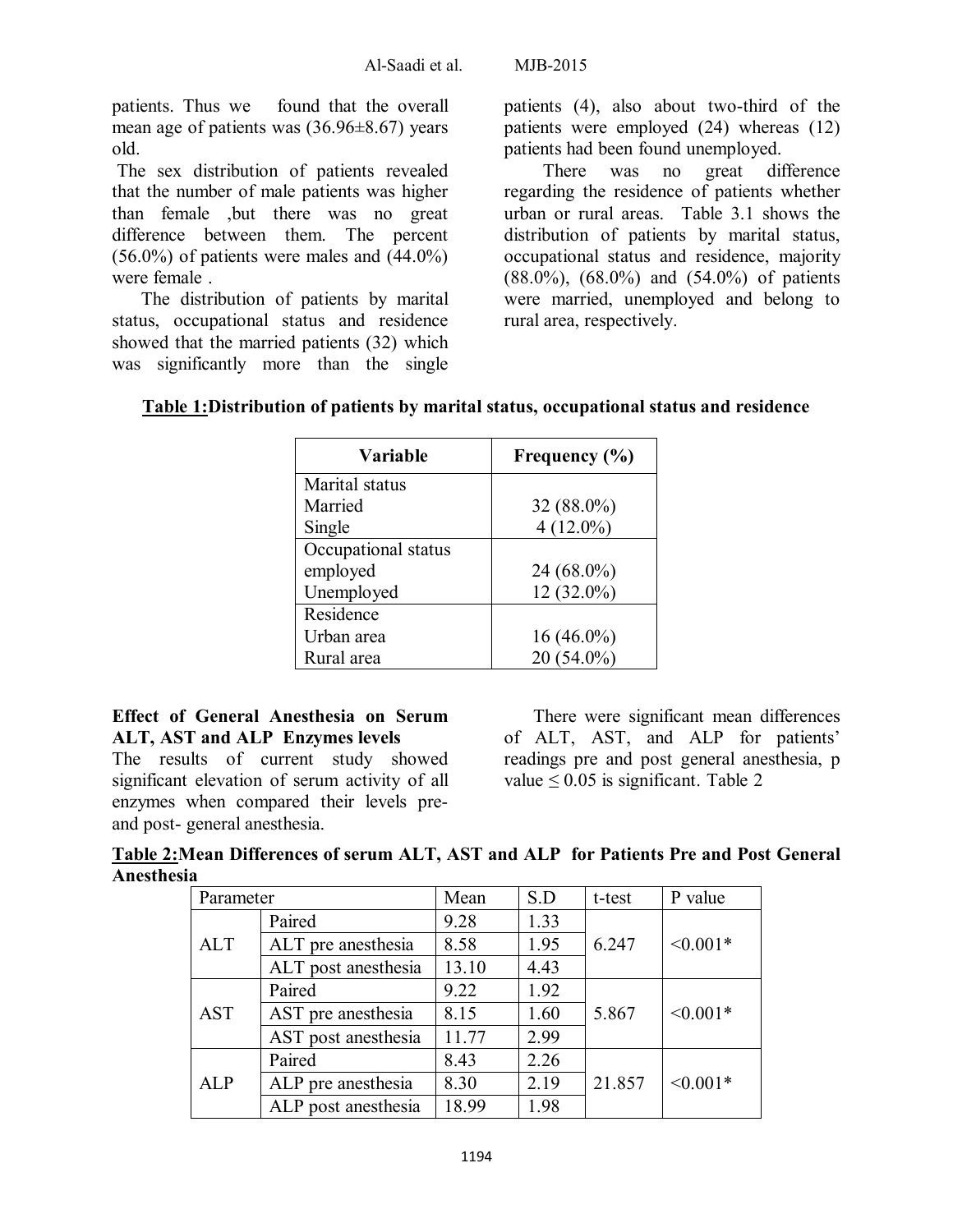patients. Thus we found that the overall mean age of patients was (36.96±8.67) years old.

The sex distribution of patients revealed that the number of male patients was higher than female ,but there was no great difference between them. The percent (56.0%) of patients were males and (44.0%) were female .

The distribution of patients by marital status, occupational status and residence showed that the married patients (32) which was significantly more than the single patients (4), also about two-third of the patients were employed (24) whereas (12) patients had been found unemployed.

There was no great difference regarding the residence of patients whether urban or rural areas. Table 3.1 shows the distribution of patients by marital status, occupational status and residence, majority (88.0%), (68.0%) and (54.0%) of patients were married, unemployed and belong to rural area, respectively.

**Table 1:Distribution of patients by marital status, occupational status and residence**

| Variable | Frequency (%) |
|---|---|
| Marital status | |
| Married | 32 (88.0%) |
| Single | 4 (12.0%) |
| Occupational status | |
| employed | 24 (68.0%) |
| Unemployed | 12 (32.0%) |
| Residence | |
| Urban area | 16 (46.0%) |
| Rural area | 20 (54.0%) |

### Effect of General Anesthesia on Serum ALT, AST and ALP Enzymes levels

The results of current study showed significant elevation of serum activity of all enzymes when compared their levels pre- and post- general anesthesia.

There were significant mean differences of ALT, AST, and ALP for patients' readings pre and post general anesthesia, p value ≤ 0.05 is significant. Table 2

**Table 2:Mean Differences of serum ALT, AST and ALP for Patients Pre and Post General Anesthesia**

| Parameter | | Mean | S.D | t-test | P value |
|---|---|---|---|---|---|
| ALT | Paired | 9.28 | 1.33 | 6.247 | <0.001* |
| | ALT pre anesthesia | 8.58 | 1.95 | | |
| | ALT post anesthesia | 13.10 | 4.43 | | |
| AST | Paired | 9.22 | 1.92 | 5.867 | <0.001* |
| | AST pre anesthesia | 8.15 | 1.60 | | |
| | AST post anesthesia | 11.77 | 2.99 | | |
| ALP | Paired | 8.43 | 2.26 | 21.857 | <0.001* |
| | ALP pre anesthesia | 8.30 | 2.19 | | |
| | ALP post anesthesia | 18.99 | 1.98 | | |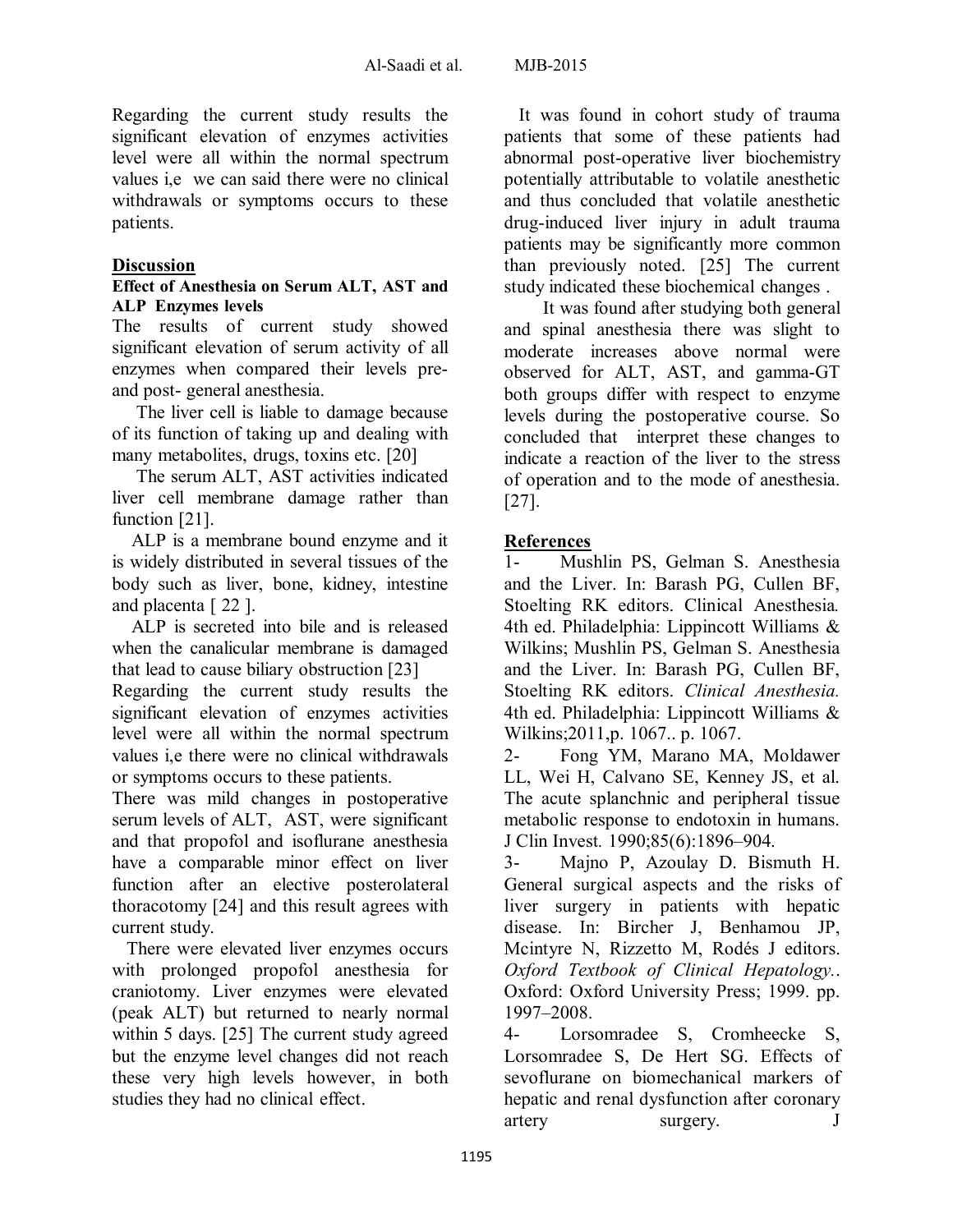Regarding the current study results the significant elevation of enzymes activities level were all within the normal spectrum values i,e we can said there were no clinical withdrawals or symptoms occurs to these patients.

## Discussion

### Effect of Anesthesia on Serum ALT, AST and ALP Enzymes levels

The results of current study showed significant elevation of serum activity of all enzymes when compared their levels pre- and post- general anesthesia.

The liver cell is liable to damage because of its function of taking up and dealing with many metabolites, drugs, toxins etc. [20]

The serum ALT, AST activities indicated liver cell membrane damage rather than function [21].

ALP is a membrane bound enzyme and it is widely distributed in several tissues of the body such as liver, bone, kidney, intestine and placenta [ 22 ].

ALP is secreted into bile and is released when the canalicular membrane is damaged that lead to cause biliary obstruction [23]

Regarding the current study results the significant elevation of enzymes activities level were all within the normal spectrum values i,e there were no clinical withdrawals or symptoms occurs to these patients.

There was mild changes in postoperative serum levels of ALT, AST, were significant and that propofol and isoflurane anesthesia have a comparable minor effect on liver function after an elective posterolateral thoracotomy [24] and this result agrees with current study.

There were elevated liver enzymes occurs with prolonged propofol anesthesia for craniotomy. Liver enzymes were elevated (peak ALT) but returned to nearly normal within 5 days. [25] The current study agreed but the enzyme level changes did not reach these very high levels however, in both studies they had no clinical effect.

It was found in cohort study of trauma patients that some of these patients had abnormal post-operative liver biochemistry potentially attributable to volatile anesthetic and thus concluded that volatile anesthetic drug-induced liver injury in adult trauma patients may be significantly more common than previously noted. [25] The current study indicated these biochemical changes .

It was found after studying both general and spinal anesthesia there was slight to moderate increases above normal were observed for ALT, AST, and gamma-GT both groups differ with respect to enzyme levels during the postoperative course. So concluded that interpret these changes to indicate a reaction of the liver to the stress of operation and to the mode of anesthesia. [27].

## References

1- Mushlin PS, Gelman S. Anesthesia and the Liver. In: Barash PG, Cullen BF, Stoelting RK editors. Clinical Anesthesia. 4th ed. Philadelphia: Lippincott Williams & Wilkins; Mushlin PS, Gelman S. Anesthesia and the Liver. In: Barash PG, Cullen BF, Stoelting RK editors. *Clinical Anesthesia.* 4th ed. Philadelphia: Lippincott Williams & Wilkins;2011,p. 1067.. p. 1067.

2- Fong YM, Marano MA, Moldawer LL, Wei H, Calvano SE, Kenney JS, et al. The acute splanchnic and peripheral tissue metabolic response to endotoxin in humans. J Clin Invest. 1990;85(6):1896–904.

3- Majno P, Azoulay D. Bismuth H. General surgical aspects and the risks of liver surgery in patients with hepatic disease. In: Bircher J, Benhamou JP, Mcintyre N, Rizzetto M, Rodés J editors. *Oxford Textbook of Clinical Hepatology.*. Oxford: Oxford University Press; 1999. pp. 1997–2008.

4- Lorsomradee S, Cromheecke S, Lorsomradee S, De Hert SG. Effects of sevoflurane on biomechanical markers of hepatic and renal dysfunction after coronary artery surgery. J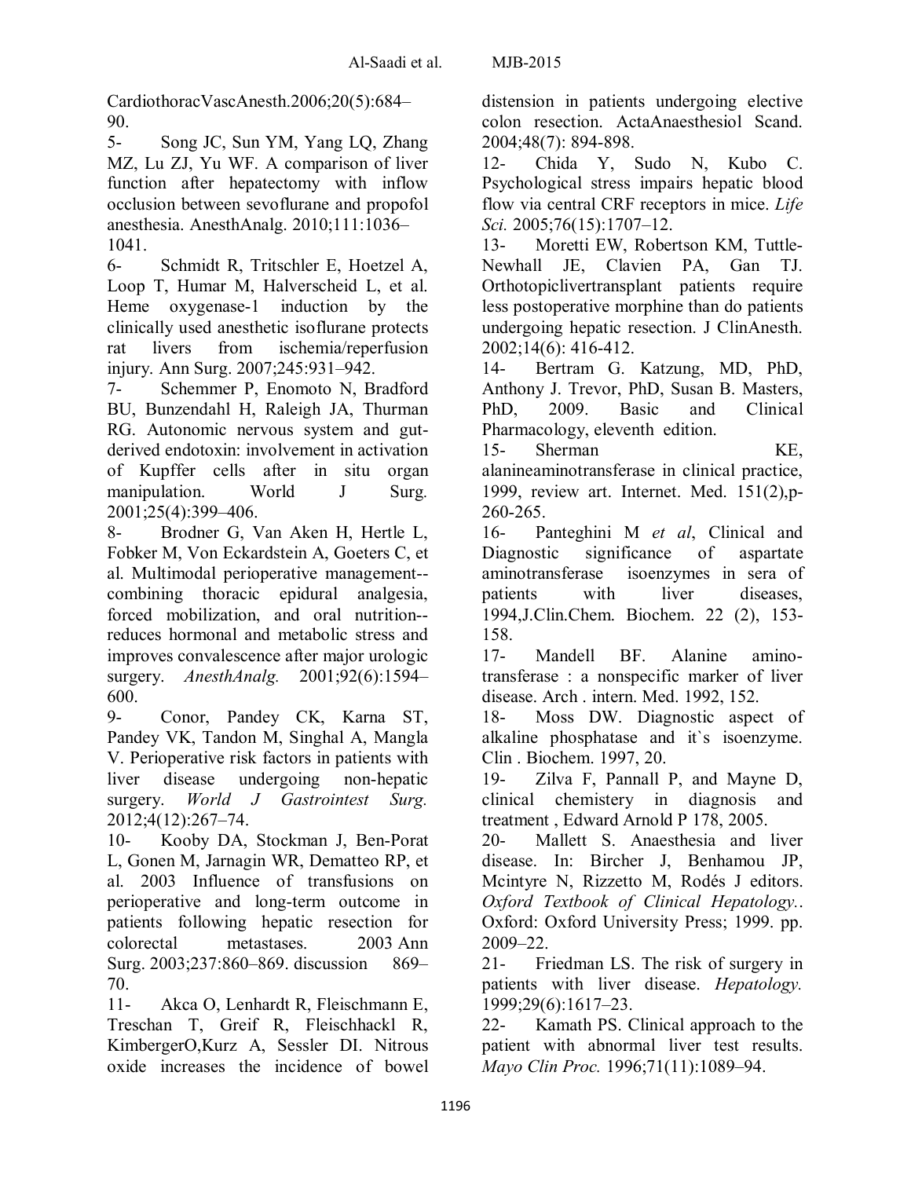CardiothoracVascAnesth.2006;20(5):684–90.

5- Song JC, Sun YM, Yang LQ, Zhang MZ, Lu ZJ, Yu WF. A comparison of liver function after hepatectomy with inflow occlusion between sevoflurane and propofol anesthesia. AnesthAnalg. 2010;111:1036–1041.

6- Schmidt R, Tritschler E, Hoetzel A, Loop T, Humar M, Halverscheid L, et al. Heme oxygenase-1 induction by the clinically used anesthetic isoflurane protects rat livers from ischemia/reperfusion injury. Ann Surg. 2007;245:931–942.

7- Schemmer P, Enomoto N, Bradford BU, Bunzendahl H, Raleigh JA, Thurman RG. Autonomic nervous system and gut-derived endotoxin: involvement in activation of Kupffer cells after in situ organ manipulation. World J Surg. 2001;25(4):399–406.

8- Brodner G, Van Aken H, Hertle L, Fobker M, Von Eckardstein A, Goeters C, et al. Multimodal perioperative management--combining thoracic epidural analgesia, forced mobilization, and oral nutrition--reduces hormonal and metabolic stress and improves convalescence after major urologic surgery. *AnesthAnalg.* 2001;92(6):1594–600.

9- Conor, Pandey CK, Karna ST, Pandey VK, Tandon M, Singhal A, Mangla V. Perioperative risk factors in patients with liver disease undergoing non-hepatic surgery. *World J Gastrointest Surg.* 2012;4(12):267–74.

10- Kooby DA, Stockman J, Ben-Porat L, Gonen M, Jarnagin WR, Dematteo RP, et al. 2003 Influence of transfusions on perioperative and long-term outcome in patients following hepatic resection for colorectal metastases. 2003 Ann Surg. 2003;237:860–869. discussion 869–70.

11- Akca O, Lenhardt R, Fleischmann E, Treschan T, Greif R, Fleischhackl R, KimbergerO,Kurz A, Sessler DI. Nitrous oxide increases the incidence of bowel distension in patients undergoing elective colon resection. ActaAnaesthesiol Scand. 2004;48(7): 894-898.

12- Chida Y, Sudo N, Kubo C. Psychological stress impairs hepatic blood flow via central CRF receptors in mice. *Life Sci.* 2005;76(15):1707–12.

13- Moretti EW, Robertson KM, Tuttle-Newhall JE, Clavien PA, Gan TJ. Orthotopiclivertransplant patients require less postoperative morphine than do patients undergoing hepatic resection. J ClinAnesth. 2002;14(6): 416-412.

14- Bertram G. Katzung, MD, PhD, Anthony J. Trevor, PhD, Susan B. Masters, PhD, 2009. Basic and Clinical Pharmacology, eleventh edition.

15- Sherman KE, alanineaminotransferase in clinical practice, 1999, review art. Internet. Med. 151(2),p-260-265.

16- Panteghini M *et al*, Clinical and Diagnostic significance of aspartate aminotransferase isoenzymes in sera of patients with liver diseases, 1994,J.Clin.Chem. Biochem. 22 (2), 153-158.

17- Mandell BF. Alanine amino-transferase : a nonspecific marker of liver disease. Arch . intern. Med. 1992, 152.

18- Moss DW. Diagnostic aspect of alkaline phosphatase and it`s isoenzyme. Clin . Biochem. 1997, 20.

19- Zilva F, Pannall P, and Mayne D, clinical chemistery in diagnosis and treatment , Edward Arnold P 178, 2005.

20- Mallett S. Anaesthesia and liver disease. In: Bircher J, Benhamou JP, Mcintyre N, Rizzetto M, Rodés J editors. *Oxford Textbook of Clinical Hepatology.*. Oxford: Oxford University Press; 1999. pp. 2009–22.

21- Friedman LS. The risk of surgery in patients with liver disease. *Hepatology.* 1999;29(6):1617–23.

22- Kamath PS. Clinical approach to the patient with abnormal liver test results. *Mayo Clin Proc.* 1996;71(11):1089–94.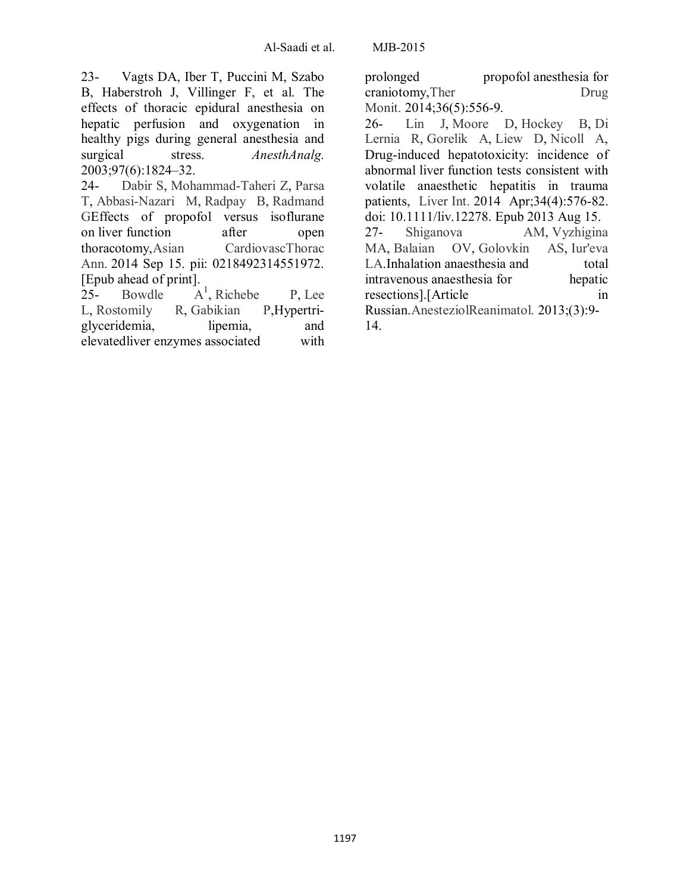23- Vagts DA, Iber T, Puccini M, Szabo B, Haberstroh J, Villinger F, et al. The effects of thoracic epidural anesthesia on hepatic perfusion and oxygenation in healthy pigs during general anesthesia and surgical stress. *AnesthAnalg.* 2003;97(6):1824–32.

24- Dabir S, Mohammad-Taheri Z, Parsa T, Abbasi-Nazari M, Radpay B, Radmand GEffects of propofol versus isoflurane on liver function after open thoracotomy,Asian CardiovascThorac Ann. 2014 Sep 15. pii: 0218492314551972. [Epub ahead of print].

25- Bowdle A[1], Richebe P, Lee L, Rostomily R, Gabikian P,Hypertri-glyceridemia, lipemia, and elevatedliver enzymes associated with prolonged propofol anesthesia for craniotomy,Ther Drug Monit. 2014;36(5):556-9.

26- Lin J, Moore D, Hockey B, Di Lernia R, Gorelik A, Liew D, Nicoll A, Drug-induced hepatotoxicity: incidence of abnormal liver function tests consistent with volatile anaesthetic hepatitis in trauma patients, Liver Int. 2014 Apr;34(4):576-82. doi: 10.1111/liv.12278. Epub 2013 Aug 15.

27- Shiganova AM, Vyzhigina MA, Balaian OV, Golovkin AS, Iur'eva LA.Inhalation anaesthesia and total intravenous anaesthesia for hepatic resections].[Article in Russian.AnesteziolReanimatol. 2013;(3):9-14.